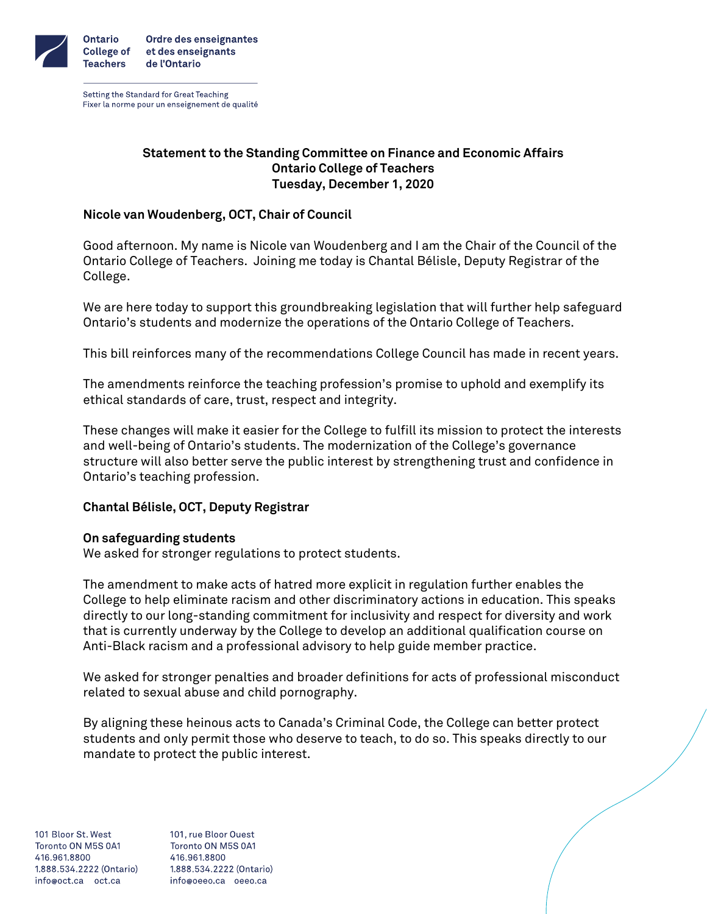Ontario College of Teachers
Ordre des enseignantes et des enseignants de l'Ontario

Setting the Standard for Great Teaching
Fixer la norme pour un enseignement de qualité

**Statement to the Standing Committee on Finance and Economic Affairs**
**Ontario College of Teachers**
**Tuesday, December 1, 2020**

**Nicole van Woudenberg, OCT, Chair of Council**

Good afternoon. My name is Nicole van Woudenberg and I am the Chair of the Council of the Ontario College of Teachers. Joining me today is Chantal Bélisle, Deputy Registrar of the College.

We are here today to support this groundbreaking legislation that will further help safeguard Ontario's students and modernize the operations of the Ontario College of Teachers.

This bill reinforces many of the recommendations College Council has made in recent years.

The amendments reinforce the teaching profession's promise to uphold and exemplify its ethical standards of care, trust, respect and integrity.

These changes will make it easier for the College to fulfill its mission to protect the interests and well-being of Ontario's students. The modernization of the College's governance structure will also better serve the public interest by strengthening trust and confidence in Ontario's teaching profession.

**Chantal Bélisle, OCT, Deputy Registrar**

**On safeguarding students**
We asked for stronger regulations to protect students.

The amendment to make acts of hatred more explicit in regulation further enables the College to help eliminate racism and other discriminatory actions in education. This speaks directly to our long-standing commitment for inclusivity and respect for diversity and work that is currently underway by the College to develop an additional qualification course on Anti-Black racism and a professional advisory to help guide member practice.

We asked for stronger penalties and broader definitions for acts of professional misconduct related to sexual abuse and child pornography.

By aligning these heinous acts to Canada's Criminal Code, the College can better protect students and only permit those who deserve to teach, to do so. This speaks directly to our mandate to protect the public interest.

101 Bloor St. West
Toronto ON M5S 0A1
416.961.8800
1.888.534.2222 (Ontario)
info@oct.ca oct.ca

101, rue Bloor Ouest
Toronto ON M5S 0A1
416.961.8800
1.888.534.2222 (Ontario)
info@oeeo.ca oeeo.ca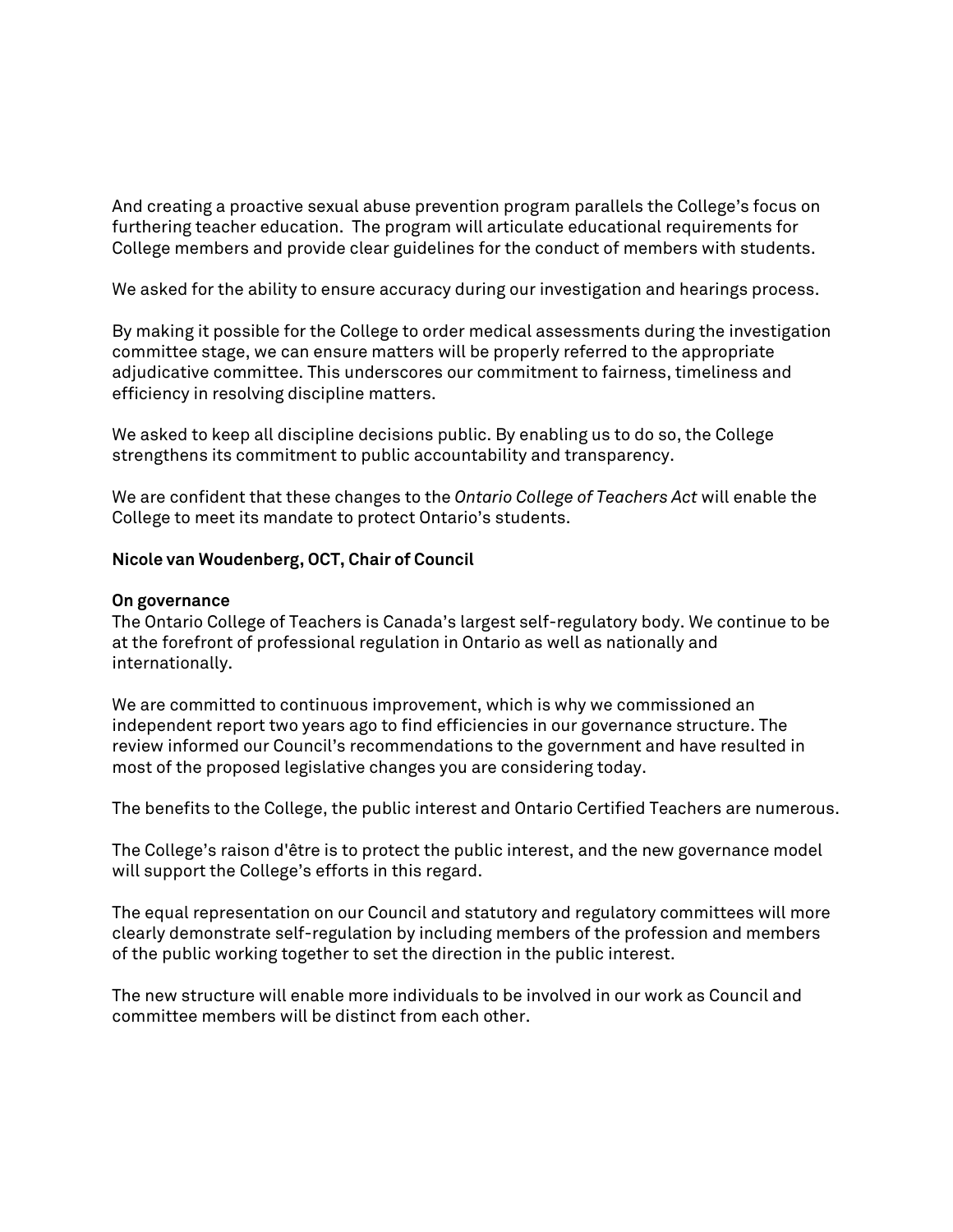And creating a proactive sexual abuse prevention program parallels the College's focus on furthering teacher education.  The program will articulate educational requirements for College members and provide clear guidelines for the conduct of members with students.

We asked for the ability to ensure accuracy during our investigation and hearings process.

By making it possible for the College to order medical assessments during the investigation committee stage, we can ensure matters will be properly referred to the appropriate adjudicative committee. This underscores our commitment to fairness, timeliness and efficiency in resolving discipline matters.

We asked to keep all discipline decisions public. By enabling us to do so, the College strengthens its commitment to public accountability and transparency.

We are confident that these changes to the *Ontario College of Teachers Act* will enable the College to meet its mandate to protect Ontario's students.

**Nicole van Woudenberg, OCT, Chair of Council**

**On governance**

The Ontario College of Teachers is Canada's largest self-regulatory body. We continue to be at the forefront of professional regulation in Ontario as well as nationally and internationally.

We are committed to continuous improvement, which is why we commissioned an independent report two years ago to find efficiencies in our governance structure. The review informed our Council's recommendations to the government and have resulted in most of the proposed legislative changes you are considering today.

The benefits to the College, the public interest and Ontario Certified Teachers are numerous.

The College's raison d'être is to protect the public interest, and the new governance model will support the College's efforts in this regard.

The equal representation on our Council and statutory and regulatory committees will more clearly demonstrate self-regulation by including members of the profession and members of the public working together to set the direction in the public interest.

The new structure will enable more individuals to be involved in our work as Council and committee members will be distinct from each other.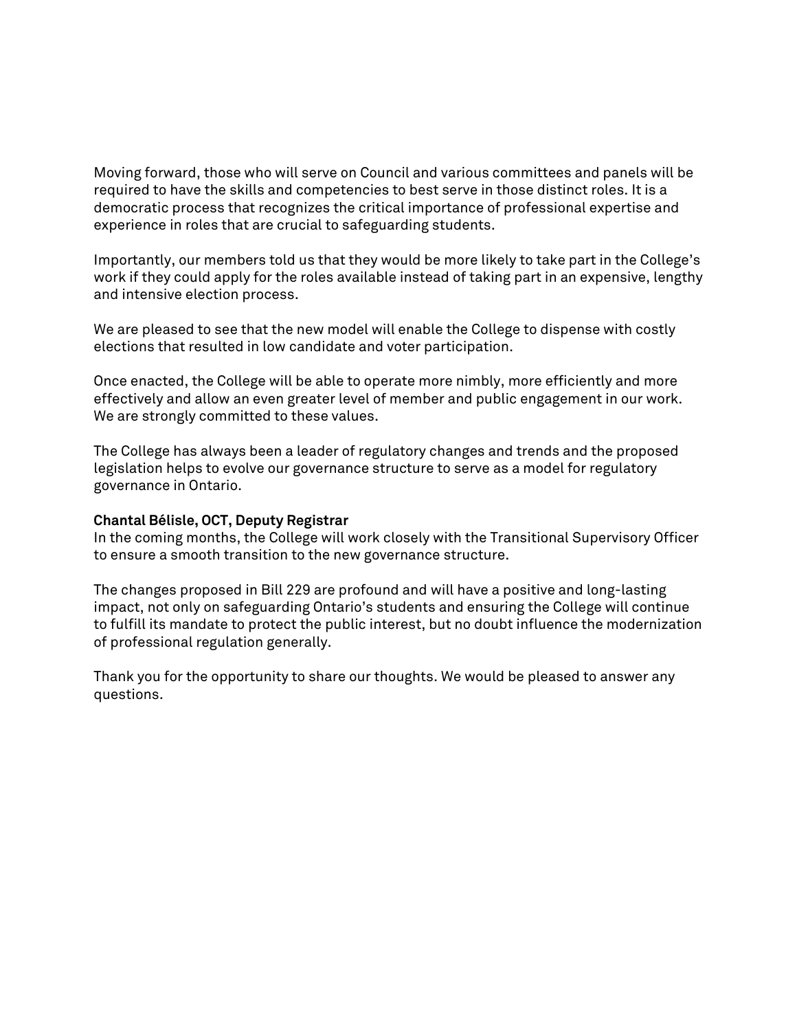Moving forward, those who will serve on Council and various committees and panels will be required to have the skills and competencies to best serve in those distinct roles. It is a democratic process that recognizes the critical importance of professional expertise and experience in roles that are crucial to safeguarding students.

Importantly, our members told us that they would be more likely to take part in the College's work if they could apply for the roles available instead of taking part in an expensive, lengthy and intensive election process.

We are pleased to see that the new model will enable the College to dispense with costly elections that resulted in low candidate and voter participation.

Once enacted, the College will be able to operate more nimbly, more efficiently and more effectively and allow an even greater level of member and public engagement in our work. We are strongly committed to these values.

The College has always been a leader of regulatory changes and trends and the proposed legislation helps to evolve our governance structure to serve as a model for regulatory governance in Ontario.

**Chantal Bélisle, OCT, Deputy Registrar**
In the coming months, the College will work closely with the Transitional Supervisory Officer to ensure a smooth transition to the new governance structure.

The changes proposed in Bill 229 are profound and will have a positive and long-lasting impact, not only on safeguarding Ontario's students and ensuring the College will continue to fulfill its mandate to protect the public interest, but no doubt influence the modernization of professional regulation generally.

Thank you for the opportunity to share our thoughts. We would be pleased to answer any questions.